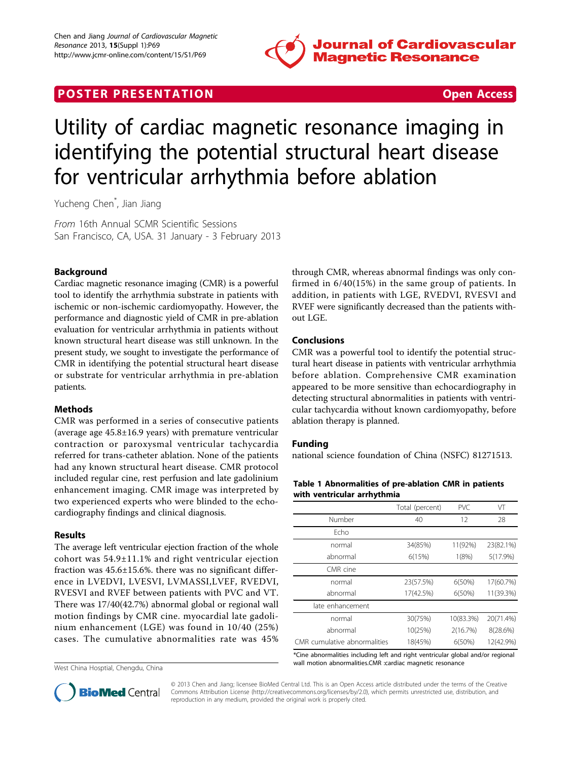POSTER PRESENTATION Open Access

# Utility of cardiac magnetic resonance imaging in identifying the potential structural heart disease for ventricular arrhythmia before ablation

Yucheng Chen*, Jian Jiang

*From* 16th Annual SCMR Scientific Sessions
San Francisco, CA, USA. 31 January - 3 February 2013

## Background

Cardiac magnetic resonance imaging (CMR) is a powerful tool to identify the arrhythmia substrate in patients with ischemic or non-ischemic cardiomyopathy. However, the performance and diagnostic yield of CMR in pre-ablation evaluation for ventricular arrhythmia in patients without known structural heart disease was still unknown. In the present study, we sought to investigate the performance of CMR in identifying the potential structural heart disease or substrate for ventricular arrhythmia in pre-ablation patients.

## Methods

CMR was performed in a series of consecutive patients (average age 45.8±16.9 years) with premature ventricular contraction or paroxysmal ventricular tachycardia referred for trans-catheter ablation. None of the patients had any known structural heart disease. CMR protocol included regular cine, rest perfusion and late gadolinium enhancement imaging. CMR image was interpreted by two experienced experts who were blinded to the echocardiography findings and clinical diagnosis.

## Results

The average left ventricular ejection fraction of the whole cohort was 54.9±11.1% and right ventricular ejection fraction was 45.6±15.6%. there was no significant difference in LVEDVI, LVESVI, LVMASSI,LVEF, RVEDVI, RVESVI and RVEF between patients with PVC and VT. There was 17/40(42.7%) abnormal global or regional wall motion findings by CMR cine. myocardial late gadolinium enhancement (LGE) was found in 10/40 (25%) cases. The cumulative abnormalities rate was 45% through CMR, whereas abnormal findings was only confirmed in 6/40(15%) in the same group of patients. In addition, in patients with LGE, RVEDVI, RVESVI and RVEF were significantly decreased than the patients without LGE.

## Conclusions

CMR was a powerful tool to identify the potential structural heart disease in patients with ventricular arrhythmia before ablation. Comprehensive CMR examination appeared to be more sensitive than echocardiography in detecting structural abnormalities in patients with ventricular tachycardia without known cardiomyopathy, before ablation therapy is planned.

## Funding

national science foundation of China (NSFC) 81271513.

**Table 1 Abnormalities of pre-ablation CMR in patients with ventricular arrhythmia**

| | Total (percent) | PVC | VT |
|---|---|---|---|
| Number | 40 | 12 | 28 |
| Echo | | | |
| normal | 34(85%) | 11(92%) | 23(82.1%) |
| abnormal | 6(15%) | 1(8%) | 5(17.9%) |
| CMR cine | | | |
| normal | 23(57.5%) | 6(50%) | 17(60.7%) |
| abnormal | 17(42.5%) | 6(50%) | 11(39.3%) |
| late enhancement | | | |
| normal | 30(75%) | 10(83.3%) | 20(71.4%) |
| abnormal | 10(25%) | 2(16.7%) | 8(28.6%) |
| CMR cumulative abnormalities | 18(45%) | 6(50%) | 12(42.9%) |

*Cine abnormalities including left and right ventricular global and/or regional wall motion abnormalities.CMR :cardiac magnetic resonance

West China Hosptial, Chengdu, China

© 2013 Chen and Jiang; licensee BioMed Central Ltd. This is an Open Access article distributed under the terms of the Creative Commons Attribution License (http://creativecommons.org/licenses/by/2.0), which permits unrestricted use, distribution, and reproduction in any medium, provided the original work is properly cited.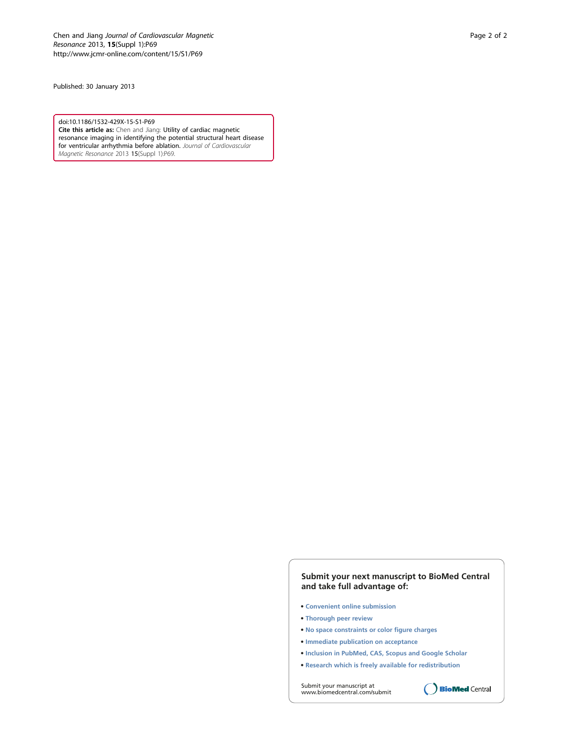Published: 30 January 2013

doi:10.1186/1532-429X-15-S1-P69

**Cite this article as:** Chen and Jiang: Utility of cardiac magnetic resonance imaging in identifying the potential structural heart disease for ventricular arrhythmia before ablation. *Journal of Cardiovascular Magnetic Resonance* 2013 **15**(Suppl 1):P69.

**Submit your next manuscript to BioMed Central and take full advantage of:**

- **Convenient online submission**
- **Thorough peer review**
- **No space constraints or color figure charges**
- **Immediate publication on acceptance**
- **Inclusion in PubMed, CAS, Scopus and Google Scholar**
- **Research which is freely available for redistribution**

Submit your manuscript at
www.biomedcentral.com/submit

BioMed Central